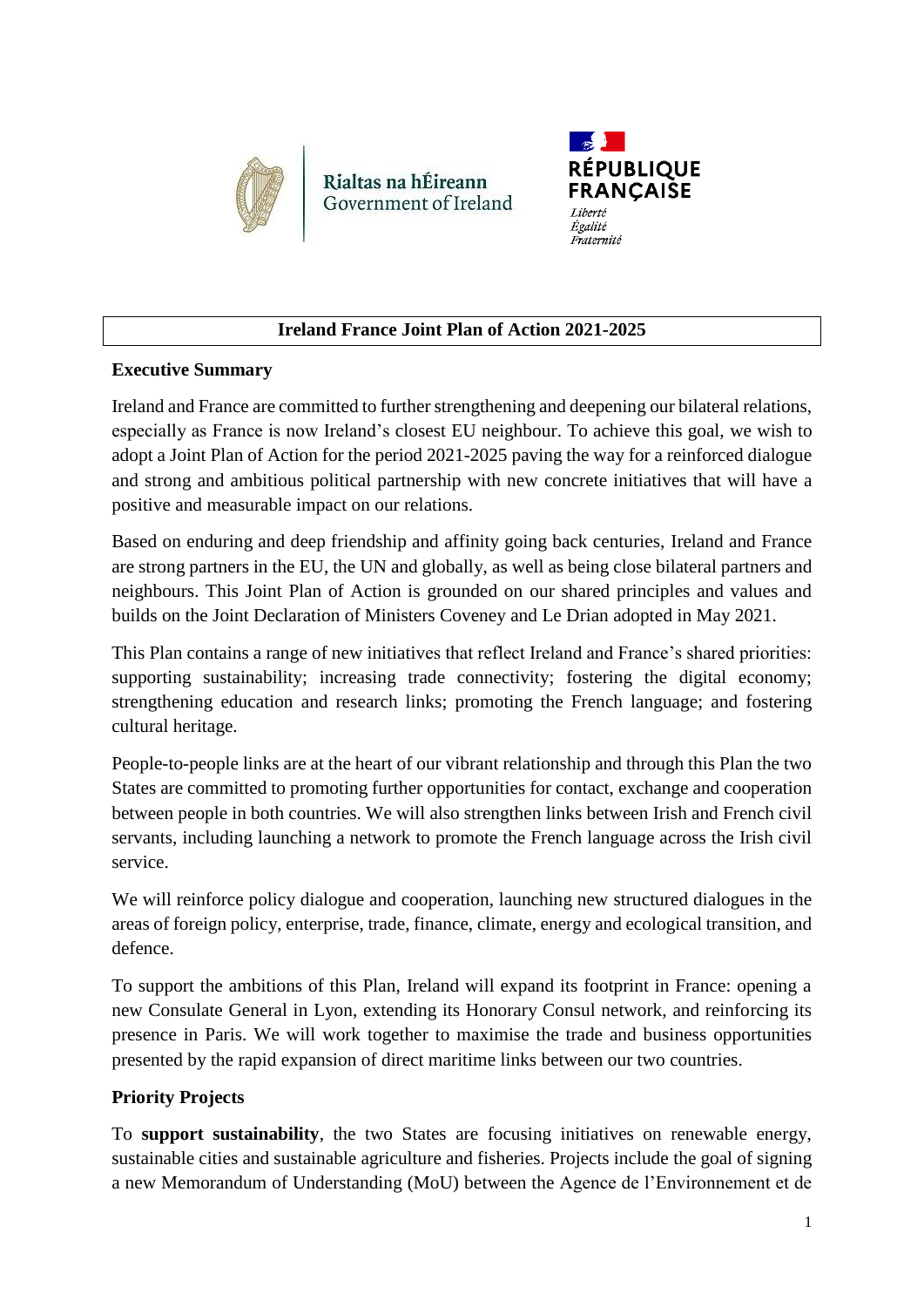Rialtas na hÉireann
Government of Ireland

RÉPUBLIQUE FRANÇAISE

*Liberté*
*Égalité*
*Fraternité*

# Ireland France Joint Plan of Action 2021-2025

## Executive Summary

Ireland and France are committed to further strengthening and deepening our bilateral relations, especially as France is now Ireland's closest EU neighbour. To achieve this goal, we wish to adopt a Joint Plan of Action for the period 2021-2025 paving the way for a reinforced dialogue and strong and ambitious political partnership with new concrete initiatives that will have a positive and measurable impact on our relations.

Based on enduring and deep friendship and affinity going back centuries, Ireland and France are strong partners in the EU, the UN and globally, as well as being close bilateral partners and neighbours. This Joint Plan of Action is grounded on our shared principles and values and builds on the Joint Declaration of Ministers Coveney and Le Drian adopted in May 2021.

This Plan contains a range of new initiatives that reflect Ireland and France's shared priorities: supporting sustainability; increasing trade connectivity; fostering the digital economy; strengthening education and research links; promoting the French language; and fostering cultural heritage.

People-to-people links are at the heart of our vibrant relationship and through this Plan the two States are committed to promoting further opportunities for contact, exchange and cooperation between people in both countries. We will also strengthen links between Irish and French civil servants, including launching a network to promote the French language across the Irish civil service.

We will reinforce policy dialogue and cooperation, launching new structured dialogues in the areas of foreign policy, enterprise, trade, finance, climate, energy and ecological transition, and defence.

To support the ambitions of this Plan, Ireland will expand its footprint in France: opening a new Consulate General in Lyon, extending its Honorary Consul network, and reinforcing its presence in Paris. We will work together to maximise the trade and business opportunities presented by the rapid expansion of direct maritime links between our two countries.

## Priority Projects

To **support sustainability**, the two States are focusing initiatives on renewable energy, sustainable cities and sustainable agriculture and fisheries. Projects include the goal of signing a new Memorandum of Understanding (MoU) between the Agence de l'Environnement et de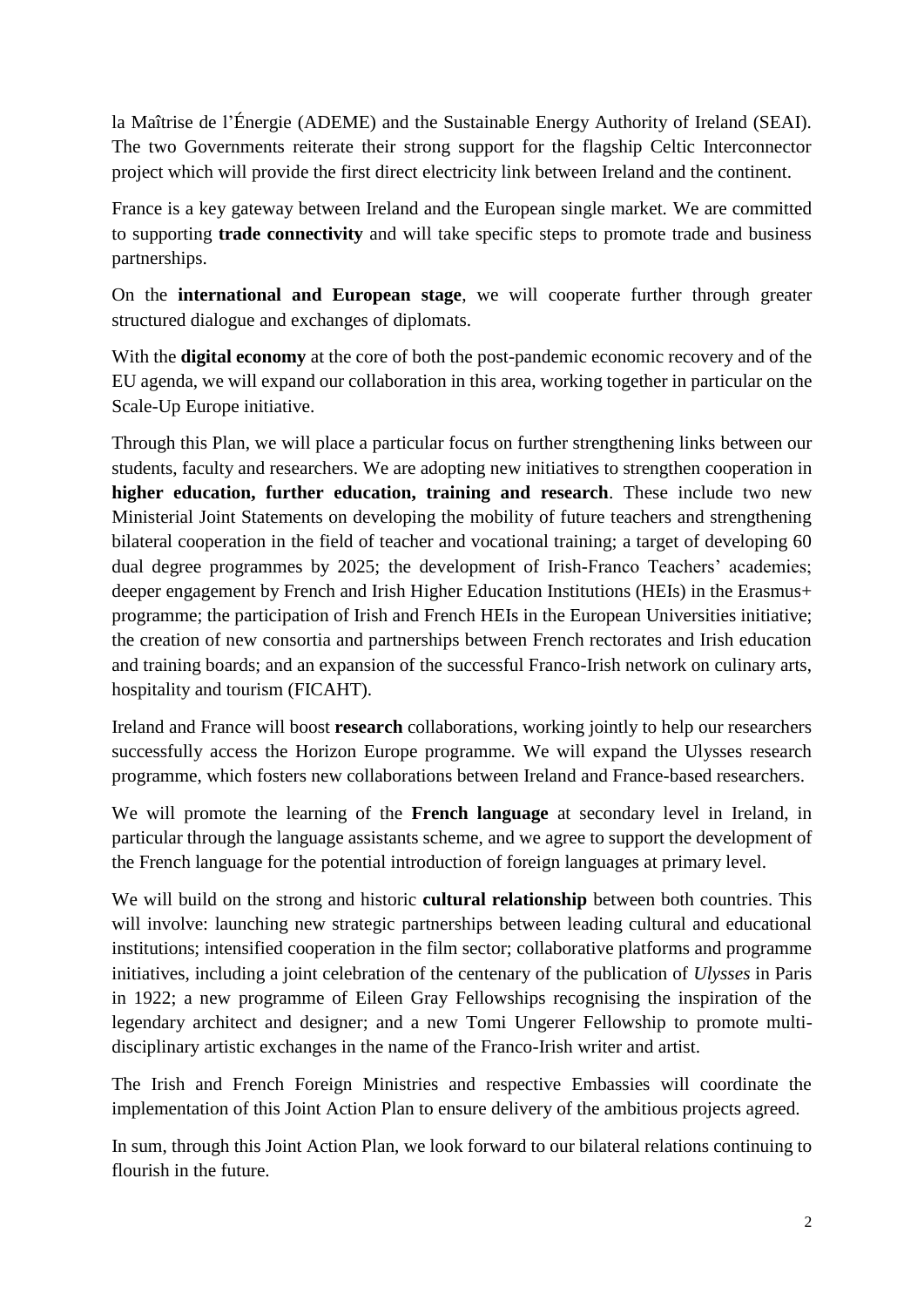la Maîtrise de l'Énergie (ADEME) and the Sustainable Energy Authority of Ireland (SEAI). The two Governments reiterate their strong support for the flagship Celtic Interconnector project which will provide the first direct electricity link between Ireland and the continent.

France is a key gateway between Ireland and the European single market. We are committed to supporting **trade connectivity** and will take specific steps to promote trade and business partnerships.

On the **international and European stage**, we will cooperate further through greater structured dialogue and exchanges of diplomats.

With the **digital economy** at the core of both the post-pandemic economic recovery and of the EU agenda, we will expand our collaboration in this area, working together in particular on the Scale-Up Europe initiative.

Through this Plan, we will place a particular focus on further strengthening links between our students, faculty and researchers. We are adopting new initiatives to strengthen cooperation in **higher education, further education, training and research**. These include two new Ministerial Joint Statements on developing the mobility of future teachers and strengthening bilateral cooperation in the field of teacher and vocational training; a target of developing 60 dual degree programmes by 2025; the development of Irish-Franco Teachers' academies; deeper engagement by French and Irish Higher Education Institutions (HEIs) in the Erasmus+ programme; the participation of Irish and French HEIs in the European Universities initiative; the creation of new consortia and partnerships between French rectorates and Irish education and training boards; and an expansion of the successful Franco-Irish network on culinary arts, hospitality and tourism (FICAHT).

Ireland and France will boost **research** collaborations, working jointly to help our researchers successfully access the Horizon Europe programme. We will expand the Ulysses research programme, which fosters new collaborations between Ireland and France-based researchers.

We will promote the learning of the **French language** at secondary level in Ireland, in particular through the language assistants scheme, and we agree to support the development of the French language for the potential introduction of foreign languages at primary level.

We will build on the strong and historic **cultural relationship** between both countries. This will involve: launching new strategic partnerships between leading cultural and educational institutions; intensified cooperation in the film sector; collaborative platforms and programme initiatives, including a joint celebration of the centenary of the publication of *Ulysses* in Paris in 1922; a new programme of Eileen Gray Fellowships recognising the inspiration of the legendary architect and designer; and a new Tomi Ungerer Fellowship to promote multi-disciplinary artistic exchanges in the name of the Franco-Irish writer and artist.

The Irish and French Foreign Ministries and respective Embassies will coordinate the implementation of this Joint Action Plan to ensure delivery of the ambitious projects agreed.

In sum, through this Joint Action Plan, we look forward to our bilateral relations continuing to flourish in the future.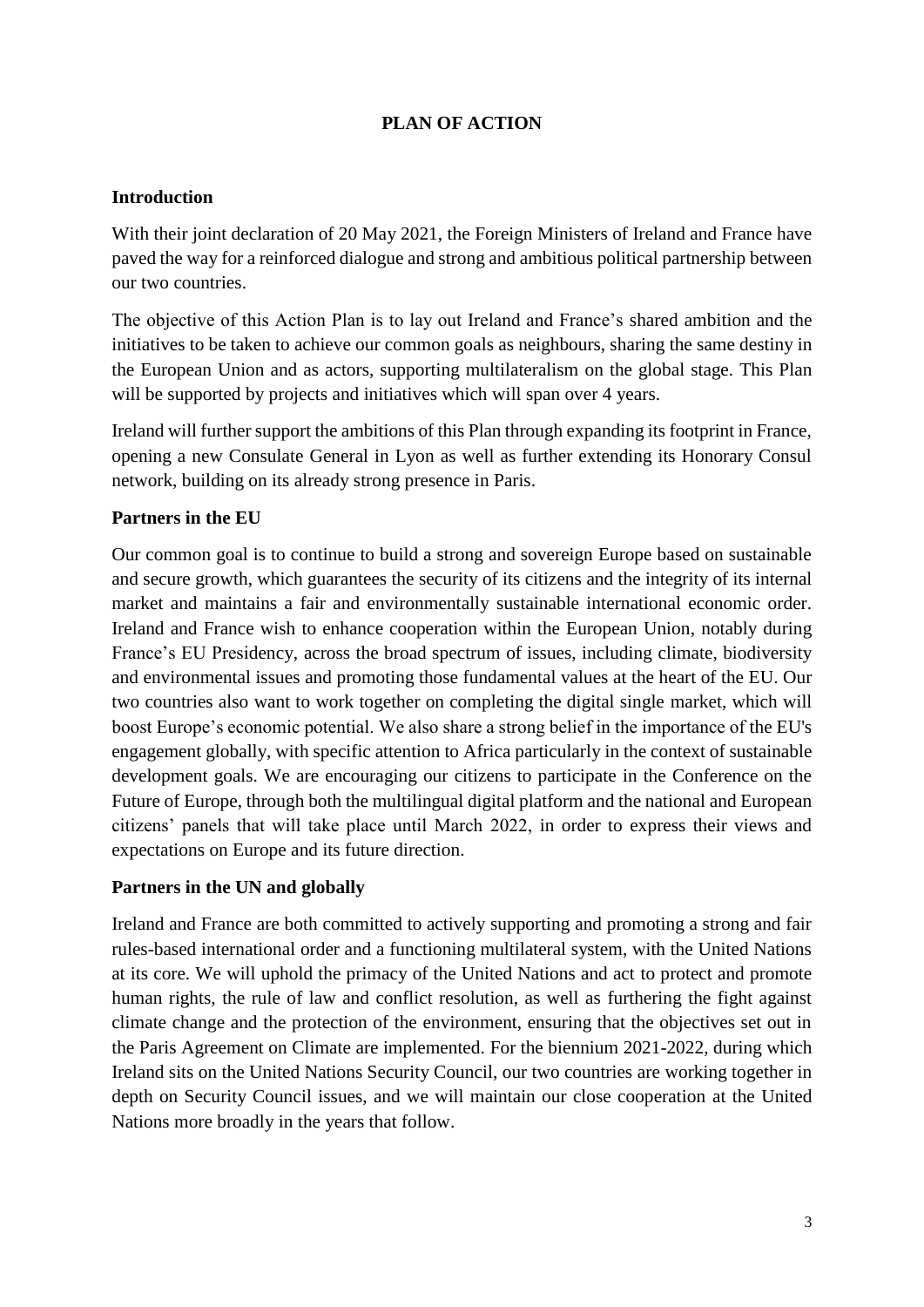# PLAN OF ACTION

## Introduction

With their joint declaration of 20 May 2021, the Foreign Ministers of Ireland and France have paved the way for a reinforced dialogue and strong and ambitious political partnership between our two countries.

The objective of this Action Plan is to lay out Ireland and France's shared ambition and the initiatives to be taken to achieve our common goals as neighbours, sharing the same destiny in the European Union and as actors, supporting multilateralism on the global stage. This Plan will be supported by projects and initiatives which will span over 4 years.

Ireland will further support the ambitions of this Plan through expanding its footprint in France, opening a new Consulate General in Lyon as well as further extending its Honorary Consul network, building on its already strong presence in Paris.

## Partners in the EU

Our common goal is to continue to build a strong and sovereign Europe based on sustainable and secure growth, which guarantees the security of its citizens and the integrity of its internal market and maintains a fair and environmentally sustainable international economic order. Ireland and France wish to enhance cooperation within the European Union, notably during France's EU Presidency, across the broad spectrum of issues, including climate, biodiversity and environmental issues and promoting those fundamental values at the heart of the EU. Our two countries also want to work together on completing the digital single market, which will boost Europe's economic potential. We also share a strong belief in the importance of the EU's engagement globally, with specific attention to Africa particularly in the context of sustainable development goals. We are encouraging our citizens to participate in the Conference on the Future of Europe, through both the multilingual digital platform and the national and European citizens' panels that will take place until March 2022, in order to express their views and expectations on Europe and its future direction.

## Partners in the UN and globally

Ireland and France are both committed to actively supporting and promoting a strong and fair rules-based international order and a functioning multilateral system, with the United Nations at its core. We will uphold the primacy of the United Nations and act to protect and promote human rights, the rule of law and conflict resolution, as well as furthering the fight against climate change and the protection of the environment, ensuring that the objectives set out in the Paris Agreement on Climate are implemented. For the biennium 2021-2022, during which Ireland sits on the United Nations Security Council, our two countries are working together in depth on Security Council issues, and we will maintain our close cooperation at the United Nations more broadly in the years that follow.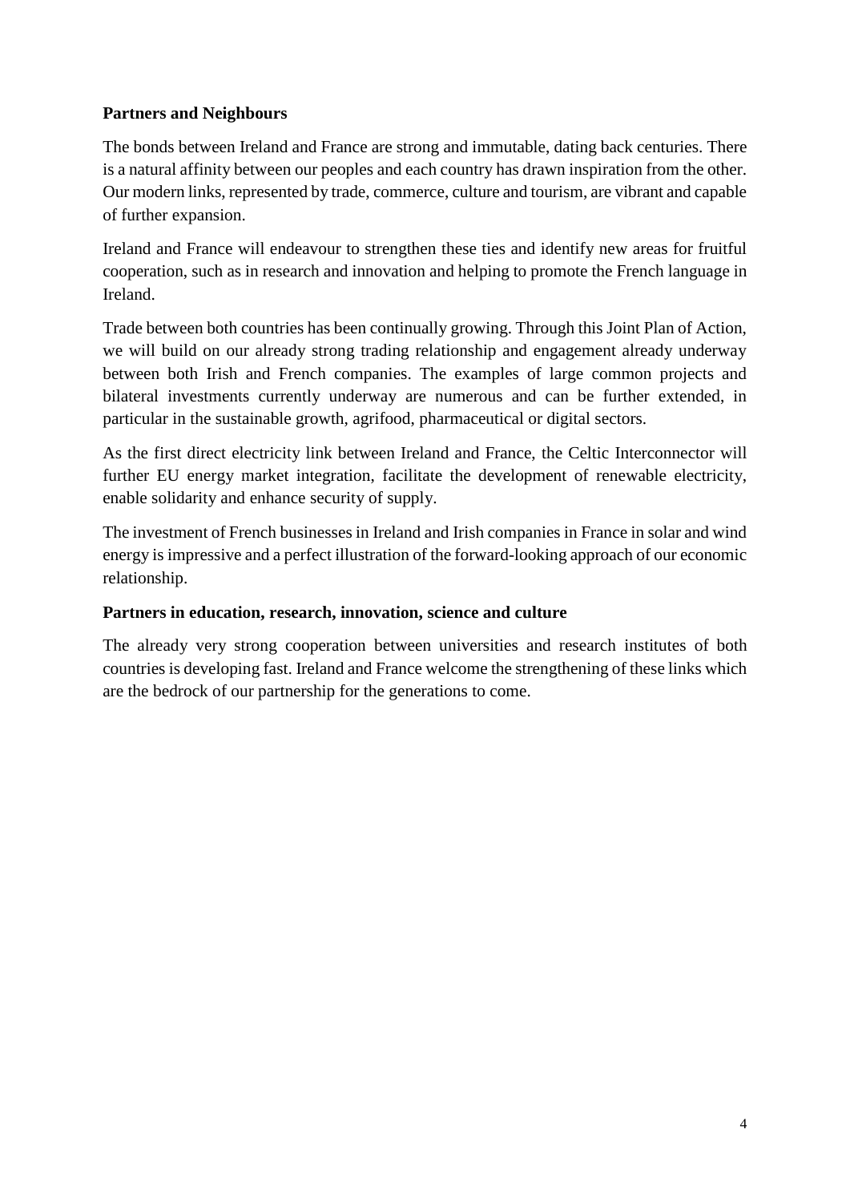**Partners and Neighbours**

The bonds between Ireland and France are strong and immutable, dating back centuries. There is a natural affinity between our peoples and each country has drawn inspiration from the other. Our modern links, represented by trade, commerce, culture and tourism, are vibrant and capable of further expansion.

Ireland and France will endeavour to strengthen these ties and identify new areas for fruitful cooperation, such as in research and innovation and helping to promote the French language in Ireland.

Trade between both countries has been continually growing. Through this Joint Plan of Action, we will build on our already strong trading relationship and engagement already underway between both Irish and French companies. The examples of large common projects and bilateral investments currently underway are numerous and can be further extended, in particular in the sustainable growth, agrifood, pharmaceutical or digital sectors.

As the first direct electricity link between Ireland and France, the Celtic Interconnector will further EU energy market integration, facilitate the development of renewable electricity, enable solidarity and enhance security of supply.

The investment of French businesses in Ireland and Irish companies in France in solar and wind energy is impressive and a perfect illustration of the forward-looking approach of our economic relationship.

**Partners in education, research, innovation, science and culture**

The already very strong cooperation between universities and research institutes of both countries is developing fast. Ireland and France welcome the strengthening of these links which are the bedrock of our partnership for the generations to come.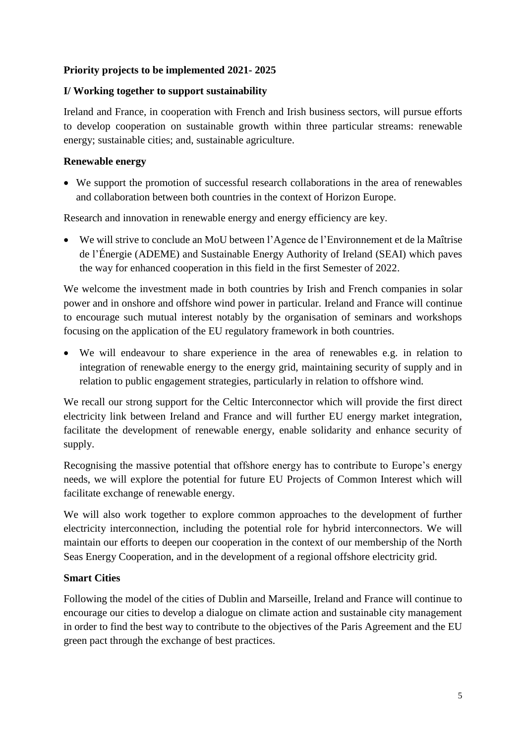## Priority projects to be implemented 2021- 2025

### I/ Working together to support sustainability

Ireland and France, in cooperation with French and Irish business sectors, will pursue efforts to develop cooperation on sustainable growth within three particular streams: renewable energy; sustainable cities; and, sustainable agriculture.

#### Renewable energy

- We support the promotion of successful research collaborations in the area of renewables and collaboration between both countries in the context of Horizon Europe.

Research and innovation in renewable energy and energy efficiency are key.

- We will strive to conclude an MoU between l'Agence de l'Environnement et de la Maîtrise de l'Énergie (ADEME) and Sustainable Energy Authority of Ireland (SEAI) which paves the way for enhanced cooperation in this field in the first Semester of 2022.

We welcome the investment made in both countries by Irish and French companies in solar power and in onshore and offshore wind power in particular. Ireland and France will continue to encourage such mutual interest notably by the organisation of seminars and workshops focusing on the application of the EU regulatory framework in both countries.

- We will endeavour to share experience in the area of renewables e.g. in relation to integration of renewable energy to the energy grid, maintaining security of supply and in relation to public engagement strategies, particularly in relation to offshore wind.

We recall our strong support for the Celtic Interconnector which will provide the first direct electricity link between Ireland and France and will further EU energy market integration, facilitate the development of renewable energy, enable solidarity and enhance security of supply.

Recognising the massive potential that offshore energy has to contribute to Europe's energy needs, we will explore the potential for future EU Projects of Common Interest which will facilitate exchange of renewable energy.

We will also work together to explore common approaches to the development of further electricity interconnection, including the potential role for hybrid interconnectors. We will maintain our efforts to deepen our cooperation in the context of our membership of the North Seas Energy Cooperation, and in the development of a regional offshore electricity grid.

#### Smart Cities

Following the model of the cities of Dublin and Marseille, Ireland and France will continue to encourage our cities to develop a dialogue on climate action and sustainable city management in order to find the best way to contribute to the objectives of the Paris Agreement and the EU green pact through the exchange of best practices.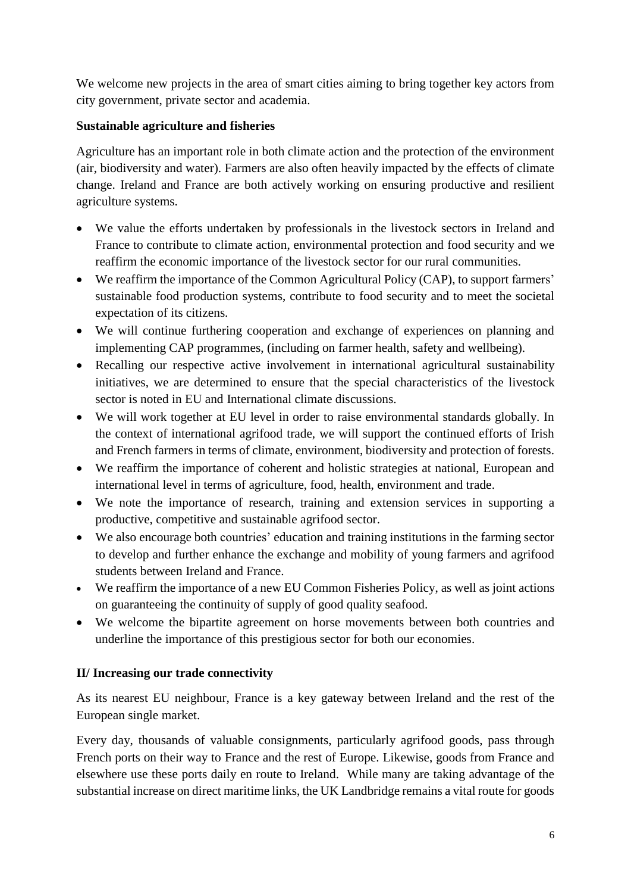We welcome new projects in the area of smart cities aiming to bring together key actors from city government, private sector and academia.

**Sustainable agriculture and fisheries**

Agriculture has an important role in both climate action and the protection of the environment (air, biodiversity and water). Farmers are also often heavily impacted by the effects of climate change. Ireland and France are both actively working on ensuring productive and resilient agriculture systems.

- We value the efforts undertaken by professionals in the livestock sectors in Ireland and France to contribute to climate action, environmental protection and food security and we reaffirm the economic importance of the livestock sector for our rural communities.
- We reaffirm the importance of the Common Agricultural Policy (CAP), to support farmers' sustainable food production systems, contribute to food security and to meet the societal expectation of its citizens.
- We will continue furthering cooperation and exchange of experiences on planning and implementing CAP programmes, (including on farmer health, safety and wellbeing).
- Recalling our respective active involvement in international agricultural sustainability initiatives, we are determined to ensure that the special characteristics of the livestock sector is noted in EU and International climate discussions.
- We will work together at EU level in order to raise environmental standards globally. In the context of international agrifood trade, we will support the continued efforts of Irish and French farmers in terms of climate, environment, biodiversity and protection of forests.
- We reaffirm the importance of coherent and holistic strategies at national, European and international level in terms of agriculture, food, health, environment and trade.
- We note the importance of research, training and extension services in supporting a productive, competitive and sustainable agrifood sector.
- We also encourage both countries' education and training institutions in the farming sector to develop and further enhance the exchange and mobility of young farmers and agrifood students between Ireland and France.
- We reaffirm the importance of a new EU Common Fisheries Policy, as well as joint actions on guaranteeing the continuity of supply of good quality seafood.
- We welcome the bipartite agreement on horse movements between both countries and underline the importance of this prestigious sector for both our economies.

## II/ Increasing our trade connectivity

As its nearest EU neighbour, France is a key gateway between Ireland and the rest of the European single market.

Every day, thousands of valuable consignments, particularly agrifood goods, pass through French ports on their way to France and the rest of Europe. Likewise, goods from France and elsewhere use these ports daily en route to Ireland. While many are taking advantage of the substantial increase on direct maritime links, the UK Landbridge remains a vital route for goods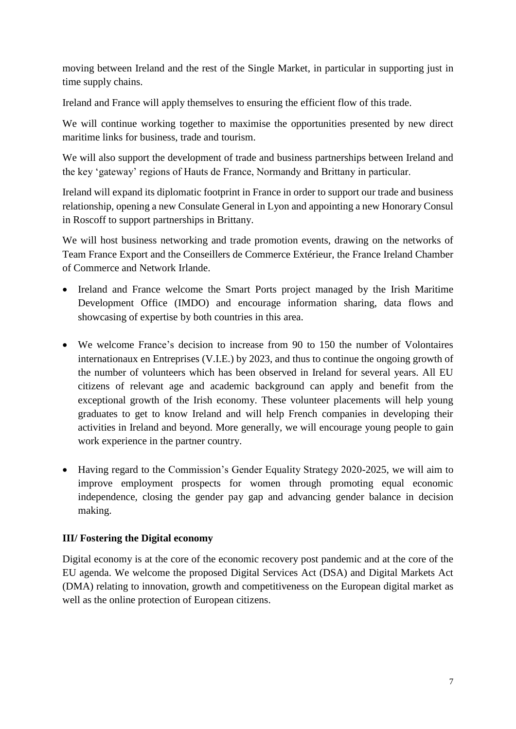moving between Ireland and the rest of the Single Market, in particular in supporting just in time supply chains.

Ireland and France will apply themselves to ensuring the efficient flow of this trade.

We will continue working together to maximise the opportunities presented by new direct maritime links for business, trade and tourism.

We will also support the development of trade and business partnerships between Ireland and the key 'gateway' regions of Hauts de France, Normandy and Brittany in particular.

Ireland will expand its diplomatic footprint in France in order to support our trade and business relationship, opening a new Consulate General in Lyon and appointing a new Honorary Consul in Roscoff to support partnerships in Brittany.

We will host business networking and trade promotion events, drawing on the networks of Team France Export and the Conseillers de Commerce Extérieur, the France Ireland Chamber of Commerce and Network Irlande.

- Ireland and France welcome the Smart Ports project managed by the Irish Maritime Development Office (IMDO) and encourage information sharing, data flows and showcasing of expertise by both countries in this area.

- We welcome France's decision to increase from 90 to 150 the number of Volontaires internationaux en Entreprises (V.I.E.) by 2023, and thus to continue the ongoing growth of the number of volunteers which has been observed in Ireland for several years. All EU citizens of relevant age and academic background can apply and benefit from the exceptional growth of the Irish economy. These volunteer placements will help young graduates to get to know Ireland and will help French companies in developing their activities in Ireland and beyond. More generally, we will encourage young people to gain work experience in the partner country.

- Having regard to the Commission's Gender Equality Strategy 2020-2025, we will aim to improve employment prospects for women through promoting equal economic independence, closing the gender pay gap and advancing gender balance in decision making.

**III/ Fostering the Digital economy**

Digital economy is at the core of the economic recovery post pandemic and at the core of the EU agenda. We welcome the proposed Digital Services Act (DSA) and Digital Markets Act (DMA) relating to innovation, growth and competitiveness on the European digital market as well as the online protection of European citizens.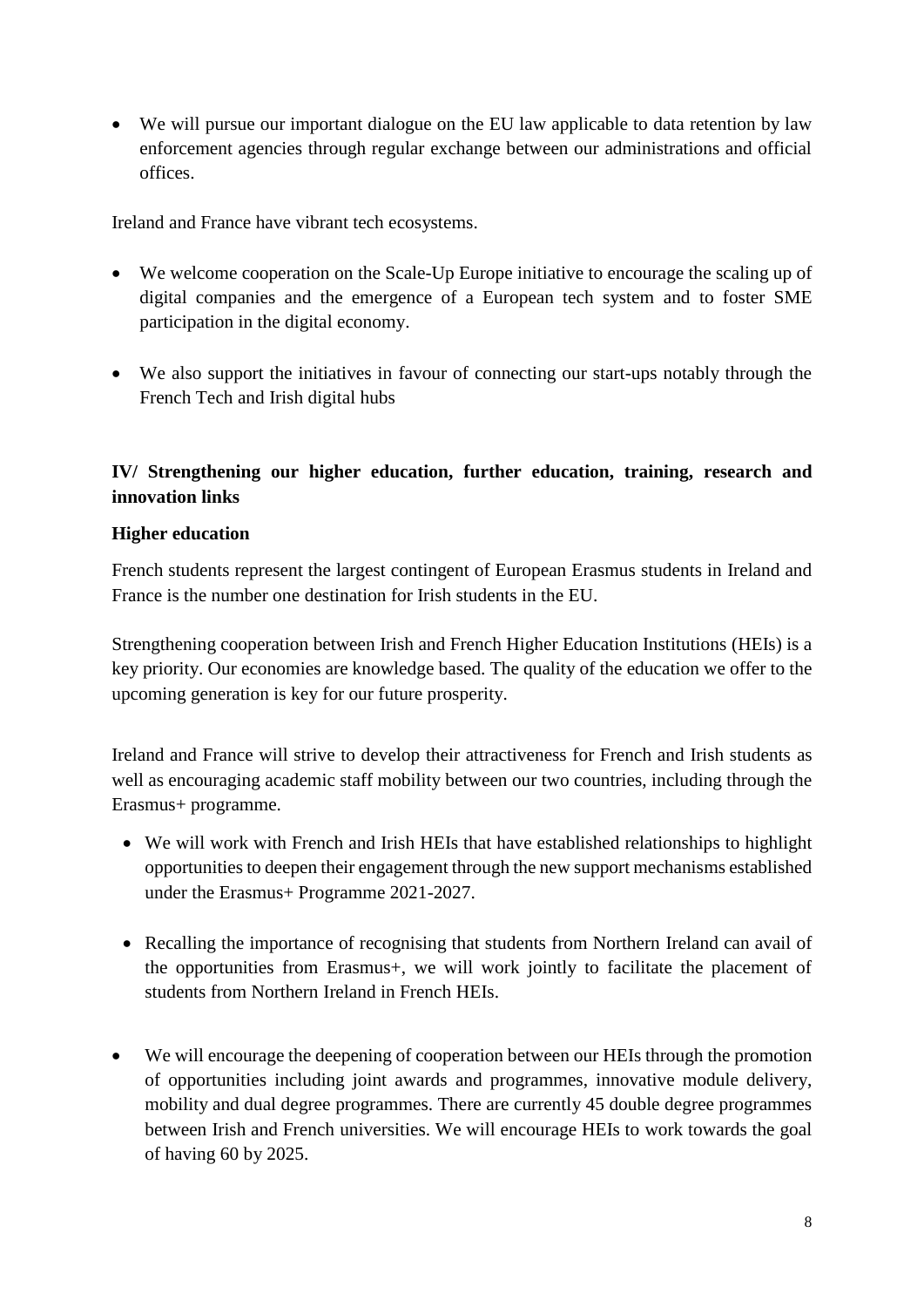- We will pursue our important dialogue on the EU law applicable to data retention by law enforcement agencies through regular exchange between our administrations and official offices.

Ireland and France have vibrant tech ecosystems.

- We welcome cooperation on the Scale-Up Europe initiative to encourage the scaling up of digital companies and the emergence of a European tech system and to foster SME participation in the digital economy.

- We also support the initiatives in favour of connecting our start-ups notably through the French Tech and Irish digital hubs

## IV/ Strengthening our higher education, further education, training, research and innovation links

### Higher education

French students represent the largest contingent of European Erasmus students in Ireland and France is the number one destination for Irish students in the EU.

Strengthening cooperation between Irish and French Higher Education Institutions (HEIs) is a key priority. Our economies are knowledge based. The quality of the education we offer to the upcoming generation is key for our future prosperity.

Ireland and France will strive to develop their attractiveness for French and Irish students as well as encouraging academic staff mobility between our two countries, including through the Erasmus+ programme.

- We will work with French and Irish HEIs that have established relationships to highlight opportunities to deepen their engagement through the new support mechanisms established under the Erasmus+ Programme 2021-2027.

- Recalling the importance of recognising that students from Northern Ireland can avail of the opportunities from Erasmus+, we will work jointly to facilitate the placement of students from Northern Ireland in French HEIs.

- We will encourage the deepening of cooperation between our HEIs through the promotion of opportunities including joint awards and programmes, innovative module delivery, mobility and dual degree programmes. There are currently 45 double degree programmes between Irish and French universities. We will encourage HEIs to work towards the goal of having 60 by 2025.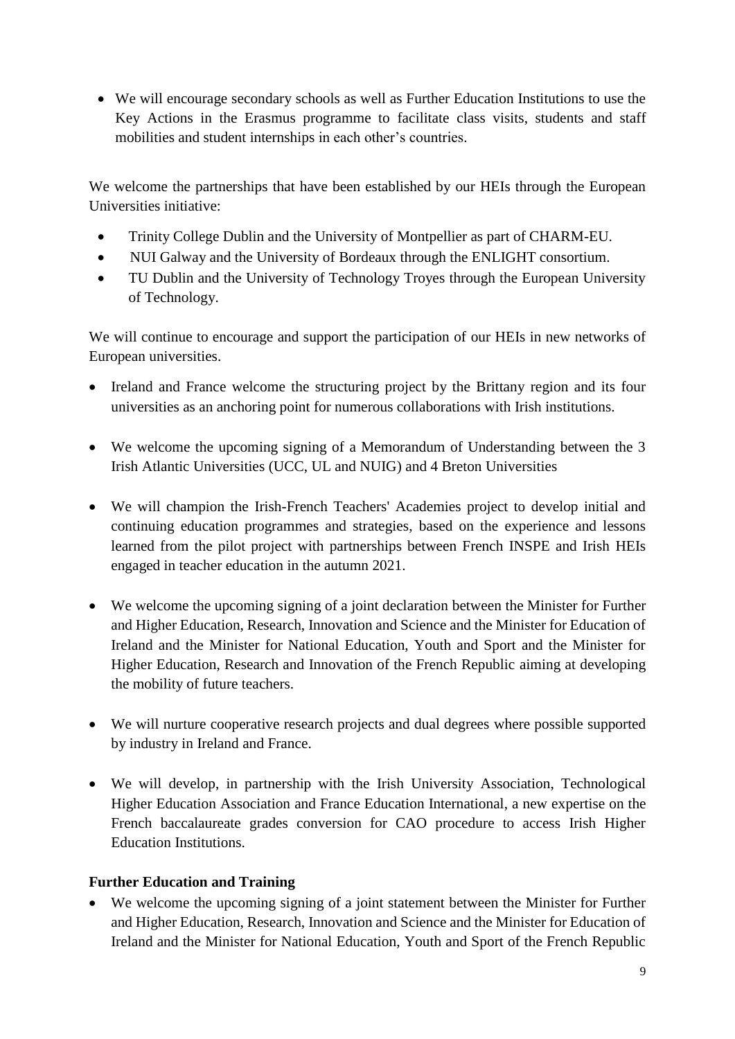- We will encourage secondary schools as well as Further Education Institutions to use the Key Actions in the Erasmus programme to facilitate class visits, students and staff mobilities and student internships in each other's countries.

We welcome the partnerships that have been established by our HEIs through the European Universities initiative:

- Trinity College Dublin and the University of Montpellier as part of CHARM-EU.
- NUI Galway and the University of Bordeaux through the ENLIGHT consortium.
- TU Dublin and the University of Technology Troyes through the European University of Technology.

We will continue to encourage and support the participation of our HEIs in new networks of European universities.

- Ireland and France welcome the structuring project by the Brittany region and its four universities as an anchoring point for numerous collaborations with Irish institutions.
- We welcome the upcoming signing of a Memorandum of Understanding between the 3 Irish Atlantic Universities (UCC, UL and NUIG) and 4 Breton Universities
- We will champion the Irish-French Teachers' Academies project to develop initial and continuing education programmes and strategies, based on the experience and lessons learned from the pilot project with partnerships between French INSPE and Irish HEIs engaged in teacher education in the autumn 2021.
- We welcome the upcoming signing of a joint declaration between the Minister for Further and Higher Education, Research, Innovation and Science and the Minister for Education of Ireland and the Minister for National Education, Youth and Sport and the Minister for Higher Education, Research and Innovation of the French Republic aiming at developing the mobility of future teachers.
- We will nurture cooperative research projects and dual degrees where possible supported by industry in Ireland and France.
- We will develop, in partnership with the Irish University Association, Technological Higher Education Association and France Education International, a new expertise on the French baccalaureate grades conversion for CAO procedure to access Irish Higher Education Institutions.

**Further Education and Training**

- We welcome the upcoming signing of a joint statement between the Minister for Further and Higher Education, Research, Innovation and Science and the Minister for Education of Ireland and the Minister for National Education, Youth and Sport of the French Republic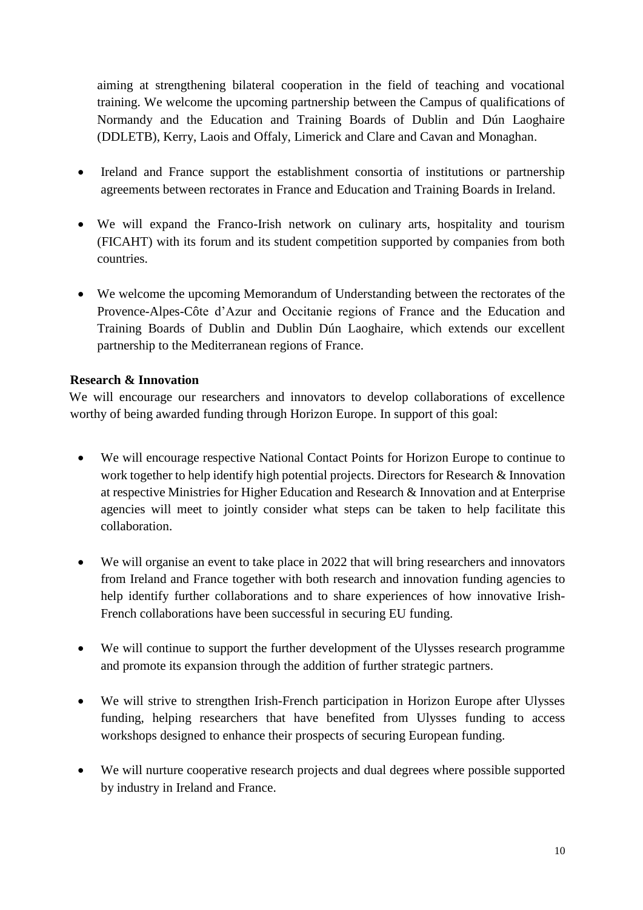aiming at strengthening bilateral cooperation in the field of teaching and vocational training. We welcome the upcoming partnership between the Campus of qualifications of Normandy and the Education and Training Boards of Dublin and Dún Laoghaire (DDLETB), Kerry, Laois and Offaly, Limerick and Clare and Cavan and Monaghan.

- Ireland and France support the establishment consortia of institutions or partnership agreements between rectorates in France and Education and Training Boards in Ireland.
- We will expand the Franco-Irish network on culinary arts, hospitality and tourism (FICAHT) with its forum and its student competition supported by companies from both countries.
- We welcome the upcoming Memorandum of Understanding between the rectorates of the Provence-Alpes-Côte d'Azur and Occitanie regions of France and the Education and Training Boards of Dublin and Dublin Dún Laoghaire, which extends our excellent partnership to the Mediterranean regions of France.

**Research & Innovation**

We will encourage our researchers and innovators to develop collaborations of excellence worthy of being awarded funding through Horizon Europe. In support of this goal:

- We will encourage respective National Contact Points for Horizon Europe to continue to work together to help identify high potential projects. Directors for Research & Innovation at respective Ministries for Higher Education and Research & Innovation and at Enterprise agencies will meet to jointly consider what steps can be taken to help facilitate this collaboration.
- We will organise an event to take place in 2022 that will bring researchers and innovators from Ireland and France together with both research and innovation funding agencies to help identify further collaborations and to share experiences of how innovative Irish-French collaborations have been successful in securing EU funding.
- We will continue to support the further development of the Ulysses research programme and promote its expansion through the addition of further strategic partners.
- We will strive to strengthen Irish-French participation in Horizon Europe after Ulysses funding, helping researchers that have benefited from Ulysses funding to access workshops designed to enhance their prospects of securing European funding.
- We will nurture cooperative research projects and dual degrees where possible supported by industry in Ireland and France.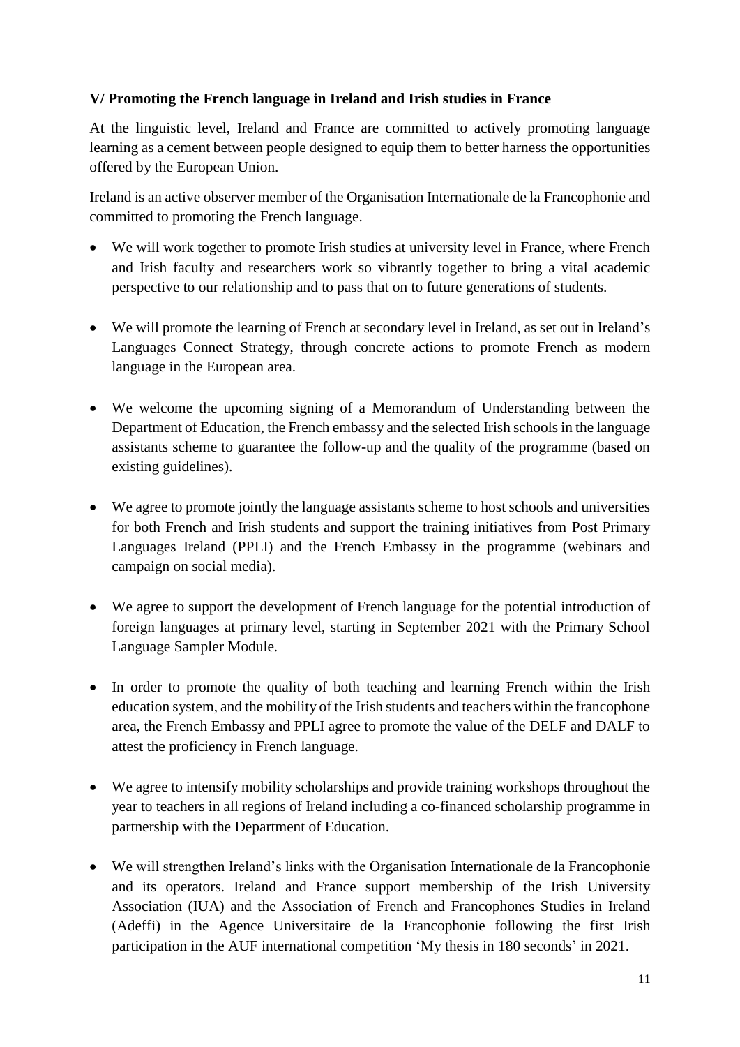### V/ Promoting the French language in Ireland and Irish studies in France

At the linguistic level, Ireland and France are committed to actively promoting language learning as a cement between people designed to equip them to better harness the opportunities offered by the European Union.

Ireland is an active observer member of the Organisation Internationale de la Francophonie and committed to promoting the French language.

- We will work together to promote Irish studies at university level in France, where French and Irish faculty and researchers work so vibrantly together to bring a vital academic perspective to our relationship and to pass that on to future generations of students.
- We will promote the learning of French at secondary level in Ireland, as set out in Ireland's Languages Connect Strategy, through concrete actions to promote French as modern language in the European area.
- We welcome the upcoming signing of a Memorandum of Understanding between the Department of Education, the French embassy and the selected Irish schools in the language assistants scheme to guarantee the follow-up and the quality of the programme (based on existing guidelines).
- We agree to promote jointly the language assistants scheme to host schools and universities for both French and Irish students and support the training initiatives from Post Primary Languages Ireland (PPLI) and the French Embassy in the programme (webinars and campaign on social media).
- We agree to support the development of French language for the potential introduction of foreign languages at primary level, starting in September 2021 with the Primary School Language Sampler Module.
- In order to promote the quality of both teaching and learning French within the Irish education system, and the mobility of the Irish students and teachers within the francophone area, the French Embassy and PPLI agree to promote the value of the DELF and DALF to attest the proficiency in French language.
- We agree to intensify mobility scholarships and provide training workshops throughout the year to teachers in all regions of Ireland including a co-financed scholarship programme in partnership with the Department of Education.
- We will strengthen Ireland's links with the Organisation Internationale de la Francophonie and its operators. Ireland and France support membership of the Irish University Association (IUA) and the Association of French and Francophones Studies in Ireland (Adeffi) in the Agence Universitaire de la Francophonie following the first Irish participation in the AUF international competition 'My thesis in 180 seconds' in 2021.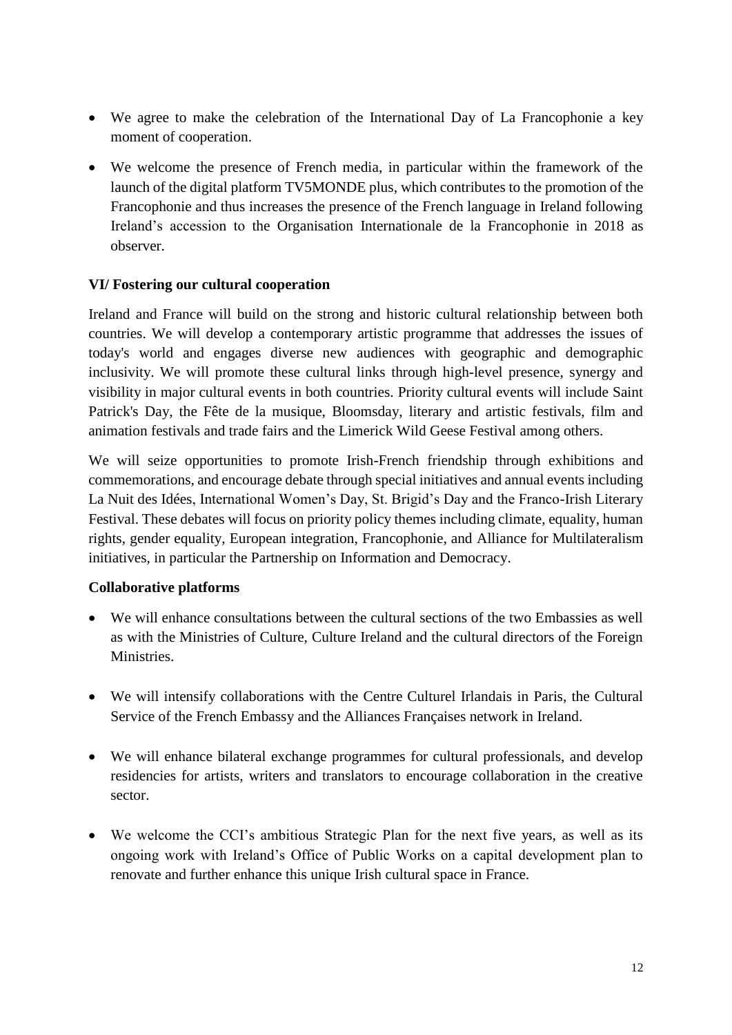- We agree to make the celebration of the International Day of La Francophonie a key moment of cooperation.
- We welcome the presence of French media, in particular within the framework of the launch of the digital platform TV5MONDE plus, which contributes to the promotion of the Francophonie and thus increases the presence of the French language in Ireland following Ireland's accession to the Organisation Internationale de la Francophonie in 2018 as observer.

### VI/ Fostering our cultural cooperation

Ireland and France will build on the strong and historic cultural relationship between both countries. We will develop a contemporary artistic programme that addresses the issues of today's world and engages diverse new audiences with geographic and demographic inclusivity. We will promote these cultural links through high-level presence, synergy and visibility in major cultural events in both countries. Priority cultural events will include Saint Patrick's Day, the Fête de la musique, Bloomsday, literary and artistic festivals, film and animation festivals and trade fairs and the Limerick Wild Geese Festival among others.

We will seize opportunities to promote Irish-French friendship through exhibitions and commemorations, and encourage debate through special initiatives and annual events including La Nuit des Idées, International Women's Day, St. Brigid's Day and the Franco-Irish Literary Festival. These debates will focus on priority policy themes including climate, equality, human rights, gender equality, European integration, Francophonie, and Alliance for Multilateralism initiatives, in particular the Partnership on Information and Democracy.

#### Collaborative platforms

- We will enhance consultations between the cultural sections of the two Embassies as well as with the Ministries of Culture, Culture Ireland and the cultural directors of the Foreign Ministries.
- We will intensify collaborations with the Centre Culturel Irlandais in Paris, the Cultural Service of the French Embassy and the Alliances Françaises network in Ireland.
- We will enhance bilateral exchange programmes for cultural professionals, and develop residencies for artists, writers and translators to encourage collaboration in the creative sector.
- We welcome the CCI's ambitious Strategic Plan for the next five years, as well as its ongoing work with Ireland's Office of Public Works on a capital development plan to renovate and further enhance this unique Irish cultural space in France.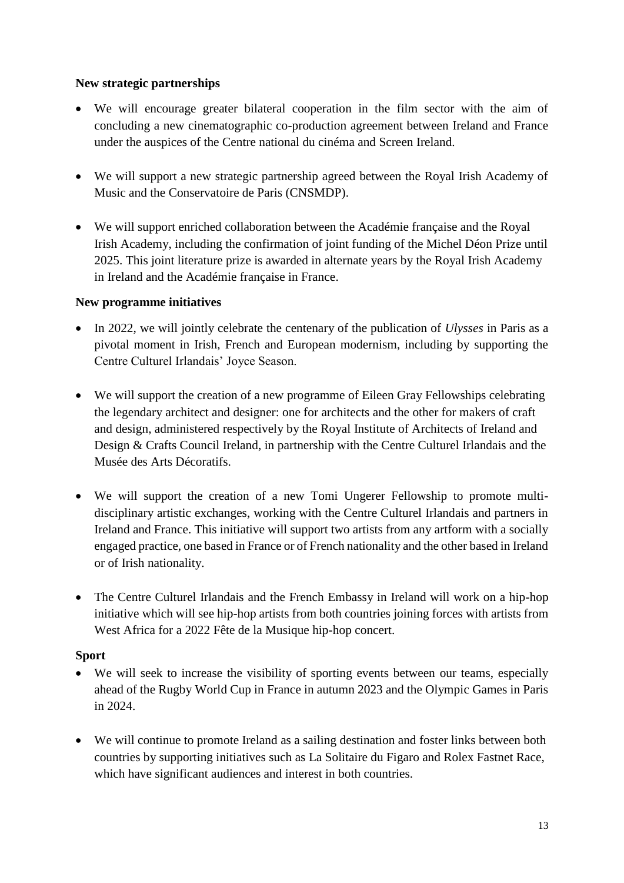**New strategic partnerships**

- We will encourage greater bilateral cooperation in the film sector with the aim of concluding a new cinematographic co-production agreement between Ireland and France under the auspices of the Centre national du cinéma and Screen Ireland.

- We will support a new strategic partnership agreed between the Royal Irish Academy of Music and the Conservatoire de Paris (CNSMDP).

- We will support enriched collaboration between the Académie française and the Royal Irish Academy, including the confirmation of joint funding of the Michel Déon Prize until 2025. This joint literature prize is awarded in alternate years by the Royal Irish Academy in Ireland and the Académie française in France.

**New programme initiatives**

- In 2022, we will jointly celebrate the centenary of the publication of *Ulysses* in Paris as a pivotal moment in Irish, French and European modernism, including by supporting the Centre Culturel Irlandais' Joyce Season.

- We will support the creation of a new programme of Eileen Gray Fellowships celebrating the legendary architect and designer: one for architects and the other for makers of craft and design, administered respectively by the Royal Institute of Architects of Ireland and Design & Crafts Council Ireland, in partnership with the Centre Culturel Irlandais and the Musée des Arts Décoratifs.

- We will support the creation of a new Tomi Ungerer Fellowship to promote multi-disciplinary artistic exchanges, working with the Centre Culturel Irlandais and partners in Ireland and France. This initiative will support two artists from any artform with a socially engaged practice, one based in France or of French nationality and the other based in Ireland or of Irish nationality.

- The Centre Culturel Irlandais and the French Embassy in Ireland will work on a hip-hop initiative which will see hip-hop artists from both countries joining forces with artists from West Africa for a 2022 Fête de la Musique hip-hop concert.

**Sport**

- We will seek to increase the visibility of sporting events between our teams, especially ahead of the Rugby World Cup in France in autumn 2023 and the Olympic Games in Paris in 2024.

- We will continue to promote Ireland as a sailing destination and foster links between both countries by supporting initiatives such as La Solitaire du Figaro and Rolex Fastnet Race, which have significant audiences and interest in both countries.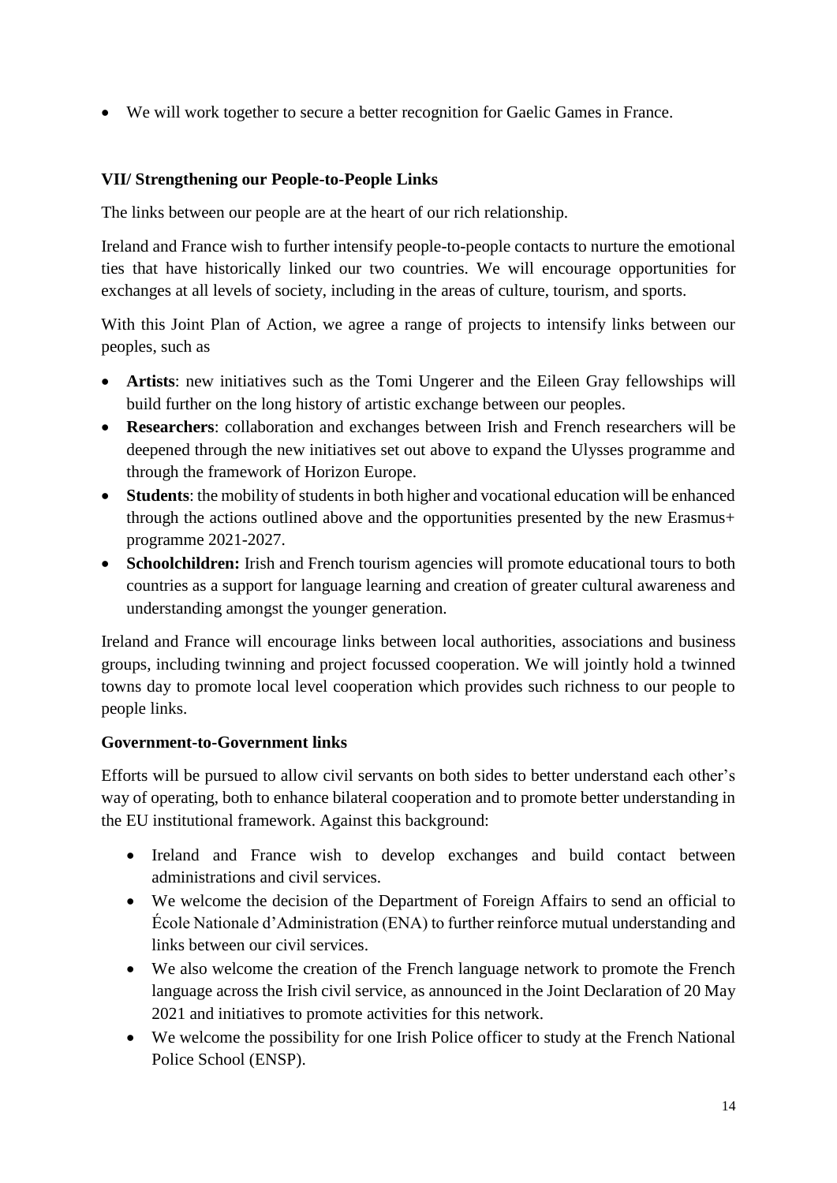- We will work together to secure a better recognition for Gaelic Games in France.

## VII/ Strengthening our People-to-People Links

The links between our people are at the heart of our rich relationship.

Ireland and France wish to further intensify people-to-people contacts to nurture the emotional ties that have historically linked our two countries. We will encourage opportunities for exchanges at all levels of society, including in the areas of culture, tourism, and sports.

With this Joint Plan of Action, we agree a range of projects to intensify links between our peoples, such as

- **Artists**: new initiatives such as the Tomi Ungerer and the Eileen Gray fellowships will build further on the long history of artistic exchange between our peoples.
- **Researchers**: collaboration and exchanges between Irish and French researchers will be deepened through the new initiatives set out above to expand the Ulysses programme and through the framework of Horizon Europe.
- **Students**: the mobility of students in both higher and vocational education will be enhanced through the actions outlined above and the opportunities presented by the new Erasmus+ programme 2021-2027.
- **Schoolchildren:** Irish and French tourism agencies will promote educational tours to both countries as a support for language learning and creation of greater cultural awareness and understanding amongst the younger generation.

Ireland and France will encourage links between local authorities, associations and business groups, including twinning and project focussed cooperation. We will jointly hold a twinned towns day to promote local level cooperation which provides such richness to our people to people links.

### Government-to-Government links

Efforts will be pursued to allow civil servants on both sides to better understand each other's way of operating, both to enhance bilateral cooperation and to promote better understanding in the EU institutional framework. Against this background:

- Ireland and France wish to develop exchanges and build contact between administrations and civil services.
- We welcome the decision of the Department of Foreign Affairs to send an official to École Nationale d'Administration (ENA) to further reinforce mutual understanding and links between our civil services.
- We also welcome the creation of the French language network to promote the French language across the Irish civil service, as announced in the Joint Declaration of 20 May 2021 and initiatives to promote activities for this network.
- We welcome the possibility for one Irish Police officer to study at the French National Police School (ENSP).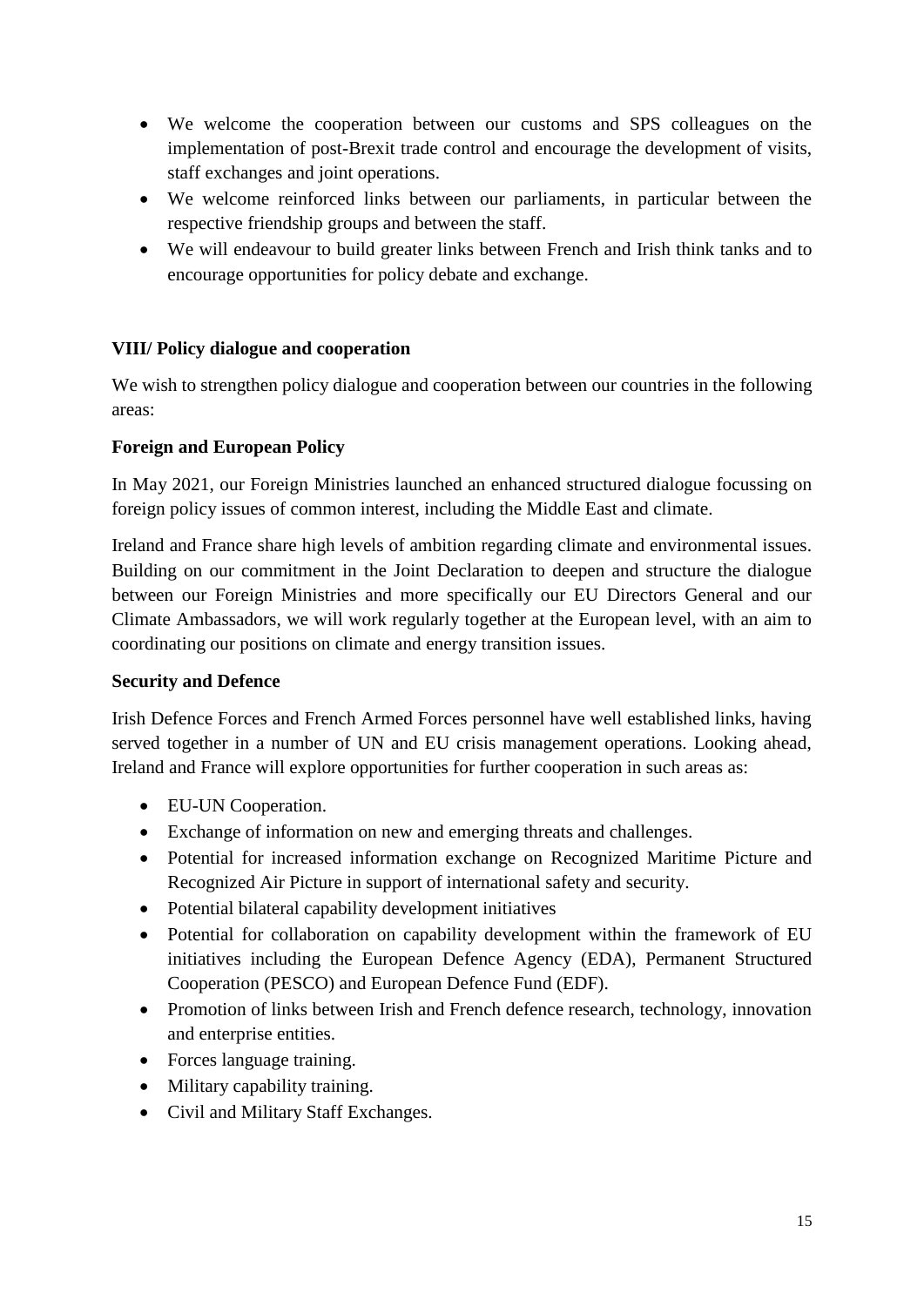- We welcome the cooperation between our customs and SPS colleagues on the implementation of post-Brexit trade control and encourage the development of visits, staff exchanges and joint operations.
- We welcome reinforced links between our parliaments, in particular between the respective friendship groups and between the staff.
- We will endeavour to build greater links between French and Irish think tanks and to encourage opportunities for policy debate and exchange.

## VIII/ Policy dialogue and cooperation

We wish to strengthen policy dialogue and cooperation between our countries in the following areas:

### Foreign and European Policy

In May 2021, our Foreign Ministries launched an enhanced structured dialogue focussing on foreign policy issues of common interest, including the Middle East and climate.

Ireland and France share high levels of ambition regarding climate and environmental issues. Building on our commitment in the Joint Declaration to deepen and structure the dialogue between our Foreign Ministries and more specifically our EU Directors General and our Climate Ambassadors, we will work regularly together at the European level, with an aim to coordinating our positions on climate and energy transition issues.

### Security and Defence

Irish Defence Forces and French Armed Forces personnel have well established links, having served together in a number of UN and EU crisis management operations. Looking ahead, Ireland and France will explore opportunities for further cooperation in such areas as:

- EU-UN Cooperation.
- Exchange of information on new and emerging threats and challenges.
- Potential for increased information exchange on Recognized Maritime Picture and Recognized Air Picture in support of international safety and security.
- Potential bilateral capability development initiatives
- Potential for collaboration on capability development within the framework of EU initiatives including the European Defence Agency (EDA), Permanent Structured Cooperation (PESCO) and European Defence Fund (EDF).
- Promotion of links between Irish and French defence research, technology, innovation and enterprise entities.
- Forces language training.
- Military capability training.
- Civil and Military Staff Exchanges.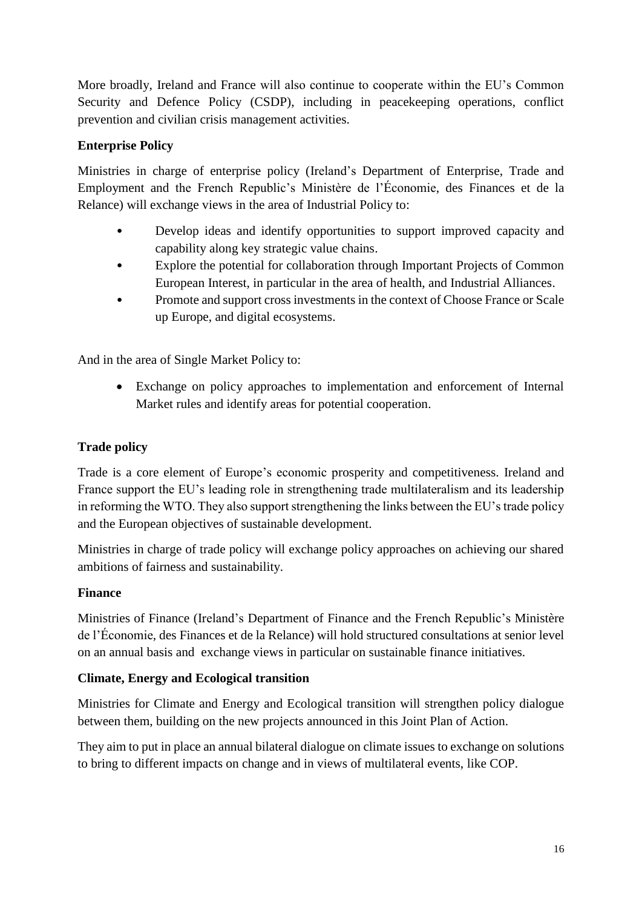More broadly, Ireland and France will also continue to cooperate within the EU's Common Security and Defence Policy (CSDP), including in peacekeeping operations, conflict prevention and civilian crisis management activities.

**Enterprise Policy**

Ministries in charge of enterprise policy (Ireland's Department of Enterprise, Trade and Employment and the French Republic's Ministère de l'Économie, des Finances et de la Relance) will exchange views in the area of Industrial Policy to:

- Develop ideas and identify opportunities to support improved capacity and capability along key strategic value chains.
- Explore the potential for collaboration through Important Projects of Common European Interest, in particular in the area of health, and Industrial Alliances.
- Promote and support cross investments in the context of Choose France or Scale up Europe, and digital ecosystems.

And in the area of Single Market Policy to:

- Exchange on policy approaches to implementation and enforcement of Internal Market rules and identify areas for potential cooperation.

**Trade policy**

Trade is a core element of Europe's economic prosperity and competitiveness. Ireland and France support the EU's leading role in strengthening trade multilateralism and its leadership in reforming the WTO. They also support strengthening the links between the EU's trade policy and the European objectives of sustainable development.

Ministries in charge of trade policy will exchange policy approaches on achieving our shared ambitions of fairness and sustainability.

**Finance**

Ministries of Finance (Ireland's Department of Finance and the French Republic's Ministère de l'Économie, des Finances et de la Relance) will hold structured consultations at senior level on an annual basis and exchange views in particular on sustainable finance initiatives.

**Climate, Energy and Ecological transition**

Ministries for Climate and Energy and Ecological transition will strengthen policy dialogue between them, building on the new projects announced in this Joint Plan of Action.

They aim to put in place an annual bilateral dialogue on climate issues to exchange on solutions to bring to different impacts on change and in views of multilateral events, like COP.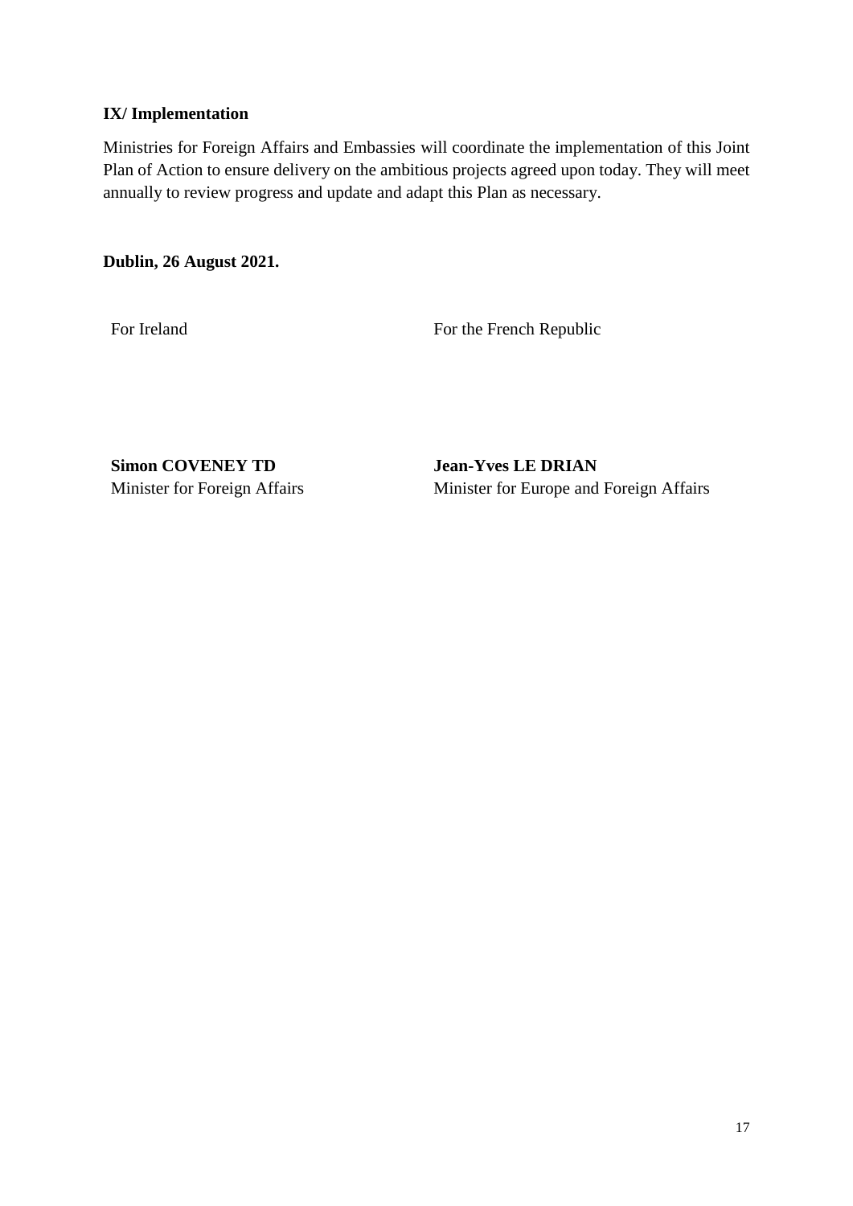**IX/ Implementation**

Ministries for Foreign Affairs and Embassies will coordinate the implementation of this Joint Plan of Action to ensure delivery on the ambitious projects agreed upon today. They will meet annually to review progress and update and adapt this Plan as necessary.

**Dublin, 26 August 2021.**

| | |
|---|---|
| For Ireland | For the French Republic |
| **Simon COVENEY TD**<br>Minister for Foreign Affairs | **Jean-Yves LE DRIAN**<br>Minister for Europe and Foreign Affairs |